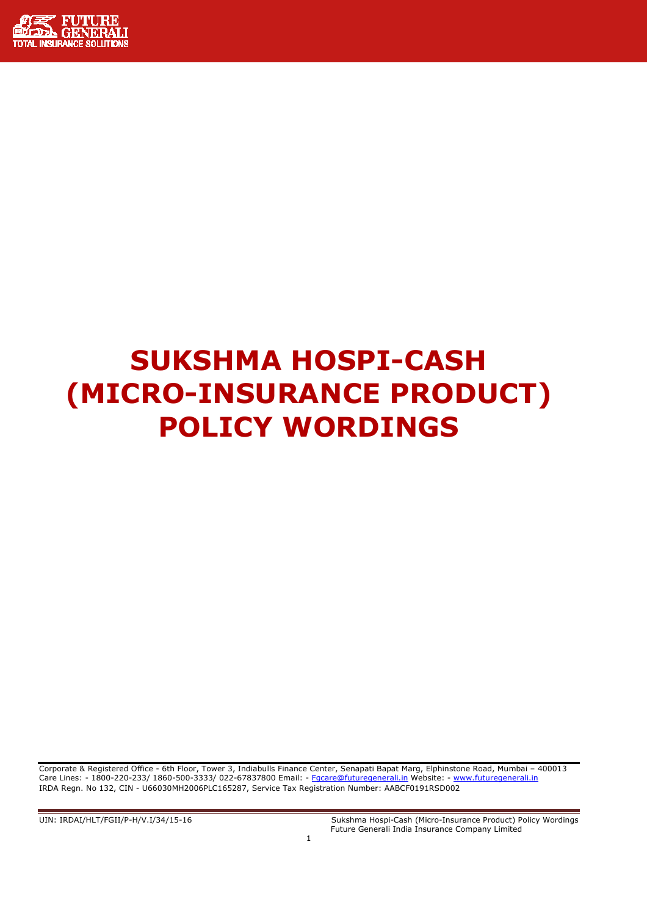# SUKSHMA HOSPI-CASH (MICRO-INSURANCE PRODUCT) POLICY WORDINGS

Corporate & Registered Office - 6th Floor, Tower 3, Indiabulls Finance Center, Senapati Bapat Marg, Elphinstone Road, Mumbai – 400013
Care Lines: - 1800-220-233/ 1860-500-3333/ 022-67837800 Email: - Fgcare@futuregenerali.in Website: - www.futuregenerali.in
IRDA Regn. No 132, CIN - U66030MH2006PLC165287, Service Tax Registration Number: AABCF0191RSD002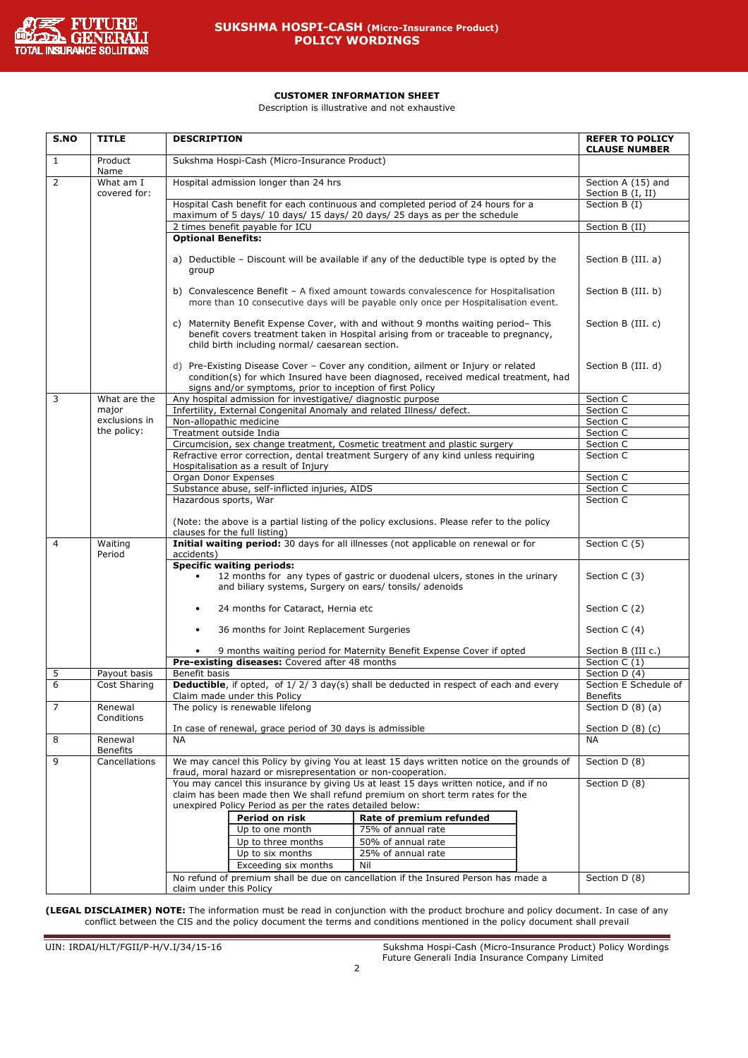## CUSTOMER INFORMATION SHEET

Description is illustrative and not exhaustive

| S.NO | TITLE | DESCRIPTION | REFER TO POLICY CLAUSE NUMBER |
|---|---|---|---|
| 1 | Product Name | Sukshma Hospi-Cash (Micro-Insurance Product) | |
| 2 | What am I covered for: | Hospital admission longer than 24 hrs | Section A (15) and Section B (I, II) |
| | | Hospital Cash benefit for each continuous and completed period of 24 hours for a maximum of 5 days/ 10 days/ 15 days/ 20 days/ 25 days as per the schedule | Section B (I) |
| | | 2 times benefit payable for ICU | Section B (II) |
| | | **Optional Benefits:** | |
| | | a) Deductible – Discount will be available if any of the deductible type is opted by the group | Section B (III. a) |
| | | b) Convalescence Benefit – A fixed amount towards convalescence for Hospitalisation more than 10 consecutive days will be payable only once per Hospitalisation event. | Section B (III. b) |
| | | c) Maternity Benefit Expense Cover, with and without 9 months waiting period– This benefit covers treatment taken in Hospital arising from or traceable to pregnancy, child birth including normal/ caesarean section. | Section B (III. c) |
| | | d) Pre-Existing Disease Cover – Cover any condition, ailment or Injury or related condition(s) for which Insured have been diagnosed, received medical treatment, had signs and/or symptoms, prior to inception of first Policy | Section B (III. d) |
| 3 | What are the major exclusions in the policy: | Any hospital admission for investigative/ diagnostic purpose | Section C |
| | | Infertility, External Congenital Anomaly and related Illness/ defect. | Section C |
| | | Non-allopathic medicine | Section C |
| | | Treatment outside India | Section C |
| | | Circumcision, sex change treatment, Cosmetic treatment and plastic surgery | Section C |
| | | Refractive error correction, dental treatment Surgery of any kind unless requiring Hospitalisation as a result of Injury | Section C |
| | | Organ Donor Expenses | Section C |
| | | Substance abuse, self-inflicted injuries, AIDS | Section C |
| | | Hazardous sports, War<br><br>(Note: the above is a partial listing of the policy exclusions. Please refer to the policy clauses for the full listing) | Section C |
| 4 | Waiting Period | **Initial waiting period:** 30 days for all illnesses (not applicable on renewal or for accidents) | Section C (5) |
| | | **Specific waiting periods:**<br>• 12 months for any types of gastric or duodenal ulcers, stones in the urinary and biliary systems, Surgery on ears/ tonsils/ adenoids | Section C (3) |
| | | • 24 months for Cataract, Hernia etc | Section C (2) |
| | | • 36 months for Joint Replacement Surgeries | Section C (4) |
| | | • 9 months waiting period for Maternity Benefit Expense Cover if opted | Section B (III c.) |
| | | **Pre-existing diseases:** Covered after 48 months | Section C (1) |
| 5 | Payout basis | Benefit basis | Section D (4) |
| 6 | Cost Sharing | **Deductible**, if opted, of 1/ 2/ 3 day(s) shall be deducted in respect of each and every Claim made under this Policy | Section E Schedule of Benefits |
| 7 | Renewal Conditions | The policy is renewable lifelong | Section D (8) (a) |
| | | In case of renewal, grace period of 30 days is admissible | Section D (8) (c) |
| 8 | Renewal Benefits | NA | NA |
| 9 | Cancellations | We may cancel this Policy by giving You at least 15 days written notice on the grounds of fraud, moral hazard or misrepresentation or non-cooperation. | Section D (8) |
| | | You may cancel this insurance by giving Us at least 15 days written notice, and if no claim has been made then We shall refund premium on short term rates for the unexpired Policy Period as per the rates detailed below:<br><br>**Period on risk** — **Rate of premium refunded**<br>Up to one month — 75% of annual rate<br>Up to three months — 50% of annual rate<br>Up to six months — 25% of annual rate<br>Exceeding six months — Nil | Section D (8) |
| | | No refund of premium shall be due on cancellation if the Insured Person has made a claim under this Policy | Section D (8) |

**(LEGAL DISCLAIMER) NOTE:** The information must be read in conjunction with the product brochure and policy document. In case of any conflict between the CIS and the policy document the terms and conditions mentioned in the policy document shall prevail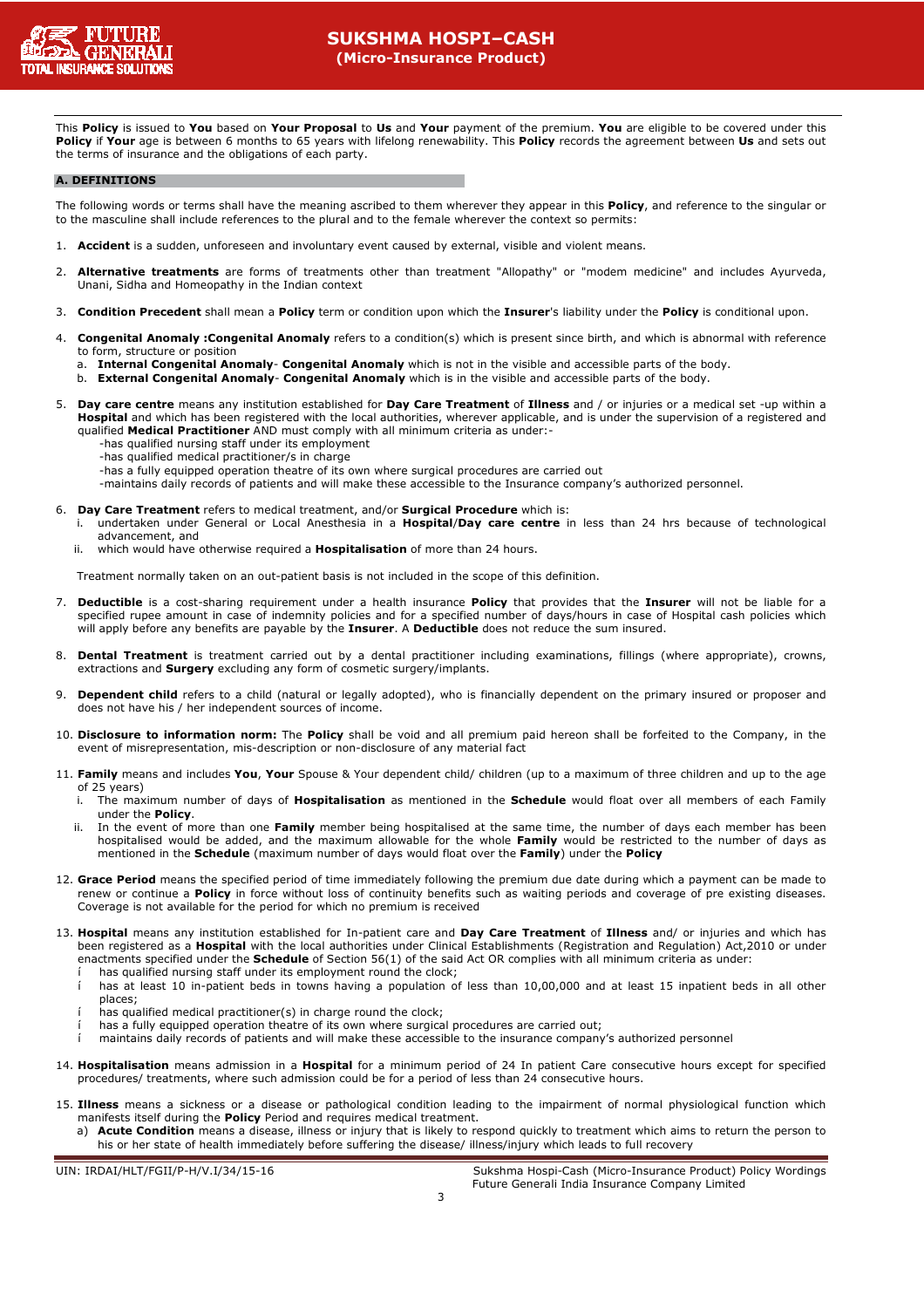This **Policy** is issued to **You** based on **Your Proposal** to **Us** and **Your** payment of the premium. **You** are eligible to be covered under this **Policy** if **Your** age is between 6 months to 65 years with lifelong renewability. This **Policy** records the agreement between **Us** and sets out the terms of insurance and the obligations of each party.

## A. DEFINITIONS

The following words or terms shall have the meaning ascribed to them wherever they appear in this **Policy**, and reference to the singular or to the masculine shall include references to the plural and to the female wherever the context so permits:

1. **Accident** is a sudden, unforeseen and involuntary event caused by external, visible and violent means.

2. **Alternative treatments** are forms of treatments other than treatment "Allopathy" or "modem medicine" and includes Ayurveda, Unani, Sidha and Homeopathy in the Indian context

3. **Condition Precedent** shall mean a **Policy** term or condition upon which the **Insurer**'s liability under the **Policy** is conditional upon.

4. **Congenital Anomaly :Congenital Anomaly** refers to a condition(s) which is present since birth, and which is abnormal with reference to form, structure or position
   a. **Internal Congenital Anomaly**- **Congenital Anomaly** which is not in the visible and accessible parts of the body.
   b. **External Congenital Anomaly**- **Congenital Anomaly** which is in the visible and accessible parts of the body.

5. **Day care centre** means any institution established for **Day Care Treatment** of **Illness** and / or injuries or a medical set -up within a **Hospital** and which has been registered with the local authorities, wherever applicable, and is under the supervision of a registered and qualified **Medical Practitioner** AND must comply with all minimum criteria as under:-
   -has qualified nursing staff under its employment
   -has qualified medical practitioner/s in charge
   -has a fully equipped operation theatre of its own where surgical procedures are carried out
   -maintains daily records of patients and will make these accessible to the Insurance company's authorized personnel.

6. **Day Care Treatment** refers to medical treatment, and/or **Surgical Procedure** which is:
   i. undertaken under General or Local Anesthesia in a **Hospital**/**Day care centre** in less than 24 hrs because of technological advancement, and
   ii. which would have otherwise required a **Hospitalisation** of more than 24 hours.

   Treatment normally taken on an out-patient basis is not included in the scope of this definition.

7. **Deductible** is a cost-sharing requirement under a health insurance **Policy** that provides that the **Insurer** will not be liable for a specified rupee amount in case of indemnity policies and for a specified number of days/hours in case of Hospital cash policies which will apply before any benefits are payable by the **Insurer**. A **Deductible** does not reduce the sum insured.

8. **Dental Treatment** is treatment carried out by a dental practitioner including examinations, fillings (where appropriate), crowns, extractions and **Surgery** excluding any form of cosmetic surgery/implants.

9. **Dependent child** refers to a child (natural or legally adopted), who is financially dependent on the primary insured or proposer and does not have his / her independent sources of income.

10. **Disclosure to information norm:** The **Policy** shall be void and all premium paid hereon shall be forfeited to the Company, in the event of misrepresentation, mis-description or non-disclosure of any material fact

11. **Family** means and includes **You**, **Your** Spouse & Your dependent child/ children (up to a maximum of three children and up to the age of 25 years)
    i. The maximum number of days of **Hospitalisation** as mentioned in the **Schedule** would float over all members of each Family under the **Policy**.
    ii. In the event of more than one **Family** member being hospitalised at the same time, the number of days each member has been hospitalised would be added, and the maximum allowable for the whole **Family** would be restricted to the number of days as mentioned in the **Schedule** (maximum number of days would float over the **Family**) under the **Policy**

12. **Grace Period** means the specified period of time immediately following the premium due date during which a payment can be made to renew or continue a **Policy** in force without loss of continuity benefits such as waiting periods and coverage of pre existing diseases. Coverage is not available for the period for which no premium is received

13. **Hospital** means any institution established for In-patient care and **Day Care Treatment** of **Illness** and/ or injuries and which has been registered as a **Hospital** with the local authorities under Clinical Establishments (Registration and Regulation) Act,2010 or under enactments specified under the **Schedule** of Section 56(1) of the said Act OR complies with all minimum criteria as under:
    - has qualified nursing staff under its employment round the clock;
    - has at least 10 in-patient beds in towns having a population of less than 10,00,000 and at least 15 inpatient beds in all other places;
    - has qualified medical practitioner(s) in charge round the clock;
    - has a fully equipped operation theatre of its own where surgical procedures are carried out;
    - maintains daily records of patients and will make these accessible to the insurance company's authorized personnel

14. **Hospitalisation** means admission in a **Hospital** for a minimum period of 24 In patient Care consecutive hours except for specified procedures/ treatments, where such admission could be for a period of less than 24 consecutive hours.

15. **Illness** means a sickness or a disease or pathological condition leading to the impairment of normal physiological function which manifests itself during the **Policy** Period and requires medical treatment.
    a) **Acute Condition** means a disease, illness or injury that is likely to respond quickly to treatment which aims to return the person to his or her state of health immediately before suffering the disease/ illness/injury which leads to full recovery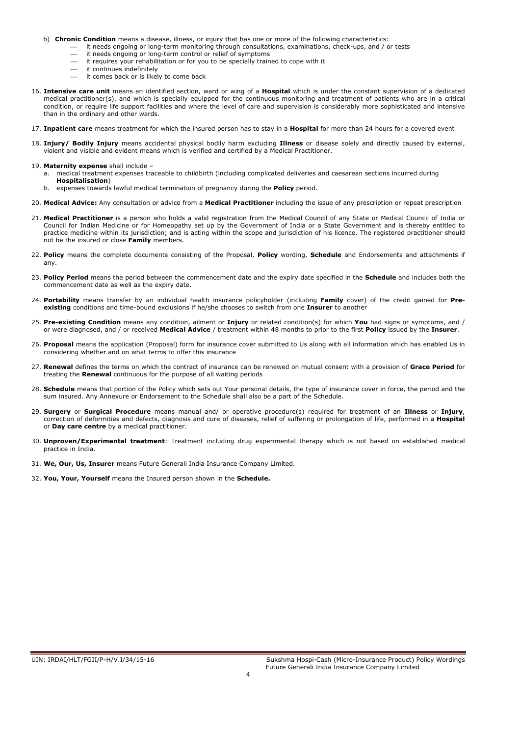b) **Chronic Condition** means a disease, illness, or injury that has one or more of the following characteristics:
   - it needs ongoing or long-term monitoring through consultations, examinations, check-ups, and / or tests
   - it needs ongoing or long-term control or relief of symptoms
   - it requires your rehabilitation or for you to be specially trained to cope with it
   - it continues indefinitely
   - it comes back or is likely to come back

16. **Intensive care unit** means an identified section, ward or wing of a **Hospital** which is under the constant supervision of a dedicated medical practitioner(s), and which is specially equipped for the continuous monitoring and treatment of patients who are in a critical condition, or require life support facilities and where the level of care and supervision is considerably more sophisticated and intensive than in the ordinary and other wards.

17. **Inpatient care** means treatment for which the insured person has to stay in a **Hospital** for more than 24 hours for a covered event

18. **Injury/ Bodily Injury** means accidental physical bodily harm excluding **Illness** or disease solely and directly caused by external, violent and visible and evident means which is verified and certified by a Medical Practitioner.

19. **Maternity expense** shall include –
    a. medical treatment expenses traceable to childbirth (including complicated deliveries and caesarean sections incurred during **Hospitalisation**)
    b. expenses towards lawful medical termination of pregnancy during the **Policy** period.

20. **Medical Advice:** Any consultation or advice from a **Medical Practitioner** including the issue of any prescription or repeat prescription

21. **Medical Practitioner** is a person who holds a valid registration from the Medical Council of any State or Medical Council of India or Council for Indian Medicine or for Homeopathy set up by the Government of India or a State Government and is thereby entitled to practice medicine within its jurisdiction; and is acting within the scope and jurisdiction of his licence. The registered practitioner should not be the insured or close **Family** members.

22. **Policy** means the complete documents consisting of the Proposal, **Policy** wording, **Schedule** and Endorsements and attachments if any.

23. **Policy Period** means the period between the commencement date and the expiry date specified in the **Schedule** and includes both the commencement date as well as the expiry date.

24. **Portability** means transfer by an individual health insurance policyholder (including **Family** cover) of the credit gained for **Pre-existing** conditions and time-bound exclusions if he/she chooses to switch from one **Insurer** to another

25. **Pre-existing Condition** means any condition, ailment or **Injury** or related condition(s) for which **You** had signs or symptoms, and / or were diagnosed, and / or received **Medical Advice** / treatment within 48 months to prior to the first **Policy** issued by the **Insurer**.

26. **Proposal** means the application (Proposal) form for insurance cover submitted to Us along with all information which has enabled Us in considering whether and on what terms to offer this insurance

27. **Renewal** defines the terms on which the contract of insurance can be renewed on mutual consent with a provision of **Grace Period** for treating the **Renewal** continuous for the purpose of all waiting periods

28. **Schedule** means that portion of the Policy which sets out Your personal details, the type of insurance cover in force, the period and the sum insured. Any Annexure or Endorsement to the Schedule shall also be a part of the Schedule.

29. **Surgery** or **Surgical Procedure** means manual and/ or operative procedure(s) required for treatment of an **Illness** or **Injury**, correction of deformities and defects, diagnosis and cure of diseases, relief of suffering or prolongation of life, performed in a **Hospital** or **Day care centre** by a medical practitioner.

30. **Unproven/Experimental treatment**: Treatment including drug experimental therapy which is not based on established medical practice in India.

31. **We, Our, Us, Insurer** means Future Generali India Insurance Company Limited.

32. **You, Your, Yourself** means the Insured person shown in the **Schedule.**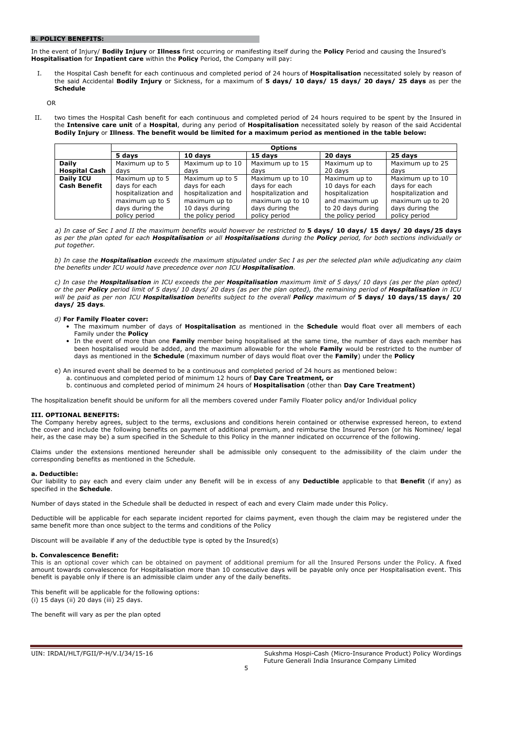## B. POLICY BENEFITS:

In the event of Injury/ **Bodily Injury** or **Illness** first occurring or manifesting itself during the **Policy** Period and causing the Insured's **Hospitalisation** for **Inpatient care** within the **Policy** Period, the Company will pay:

I. the Hospital Cash benefit for each continuous and completed period of 24 hours of **Hospitalisation** necessitated solely by reason of the said Accidental **Bodily Injury** or Sickness, for a maximum of **5 days/ 10 days/ 15 days/ 20 days/ 25 days** as per the **Schedule**

OR

II. two times the Hospital Cash benefit for each continuous and completed period of 24 hours required to be spent by the Insured in the **Intensive care unit** of a **Hospital**, during any period of **Hospitalisation** necessitated solely by reason of the said Accidental **Bodily Injury** or **Illness**. **The benefit would be limited for a maximum period as mentioned in the table below:**

| | **Options** | | | | |
|---|---|---|---|---|---|
| | **5 days** | **10 days** | **15 days** | **20 days** | **25 days** |
| **Daily Hospital Cash** | Maximum up to 5 days | Maximum up to 10 days | Maximum up to 15 days | Maximum up to 20 days | Maximum up to 25 days |
| **Daily ICU Cash Benefit** | Maximum up to 5 days for each hospitalization and maximum up to 5 days during the policy period | Maximum up to 5 days for each hospitalization and maximum up to 10 days during the policy period | Maximum up to 10 days for each hospitalization and maximum up to 10 days during the policy period | Maximum up to 10 days for each hospitalization and maximum up to 20 days during the policy period | Maximum up to 10 days for each hospitalization and maximum up to 20 days during the policy period |

*a) In case of Sec I and II the maximum benefits would however be restricted to* **5 days/ 10 days/ 15 days/ 20 days/25 days** *as per the plan opted for each **Hospitalisation** or all **Hospitalisations** during the **Policy** period, for both sections individually or put together.*

*b) In case the **Hospitalisation** exceeds the maximum stipulated under Sec I as per the selected plan while adjudicating any claim the benefits under ICU would have precedence over non ICU **Hospitalisation**.*

*c) In case the **Hospitalisation** in ICU exceeds the per **Hospitalisation** maximum limit of 5 days/ 10 days (as per the plan opted) or the per **Policy** period limit of 5 days/ 10 days/ 20 days (as per the plan opted), the remaining period of **Hospitalisation** in ICU will be paid as per non ICU **Hospitalisation** benefits subject to the overall **Policy** maximum of* **5 days/ 10 days/15 days/ 20 days/ 25 days***.*

*d)* **For Family Floater cover:**

- The maximum number of days of **Hospitalisation** as mentioned in the **Schedule** would float over all members of each Family under the **Policy**
- In the event of more than one **Family** member being hospitalised at the same time, the number of days each member has been hospitalised would be added, and the maximum allowable for the whole **Family** would be restricted to the number of days as mentioned in the **Schedule** (maximum number of days would float over the **Family**) under the **Policy**

e) An insured event shall be deemed to be a continuous and completed period of 24 hours as mentioned below:
   a. continuous and completed period of minimum 12 hours of **Day Care Treatment, or**
   b. continuous and completed period of minimum 24 hours of **Hospitalisation** (other than **Day Care Treatment)**

The hospitalization benefit should be uniform for all the members covered under Family Floater policy and/or Individual policy

### III. OPTIONAL BENEFITS:

The Company hereby agrees, subject to the terms, exclusions and conditions herein contained or otherwise expressed hereon, to extend the cover and include the following benefits on payment of additional premium, and reimburse the Insured Person (or his Nominee/ legal heir, as the case may be) a sum specified in the Schedule to this Policy in the manner indicated on occurrence of the following.

Claims under the extensions mentioned hereunder shall be admissible only consequent to the admissibility of the claim under the corresponding benefits as mentioned in the Schedule.

#### a. Deductible:

Our liability to pay each and every claim under any Benefit will be in excess of any **Deductible** applicable to that **Benefit** (if any) as specified in the **Schedule**.

Number of days stated in the Schedule shall be deducted in respect of each and every Claim made under this Policy.

Deductible will be applicable for each separate incident reported for claims payment, even though the claim may be registered under the same benefit more than once subject to the terms and conditions of the Policy

Discount will be available if any of the deductible type is opted by the Insured(s)

#### b. Convalescence Benefit:

This is an optional cover which can be obtained on payment of additional premium for all the Insured Persons under the Policy. A fixed amount towards convalescence for Hospitalisation more than 10 consecutive days will be payable only once per Hospitalisation event. This benefit is payable only if there is an admissible claim under any of the daily benefits.

This benefit will be applicable for the following options:
(i) 15 days (ii) 20 days (iii) 25 days.

The benefit will vary as per the plan opted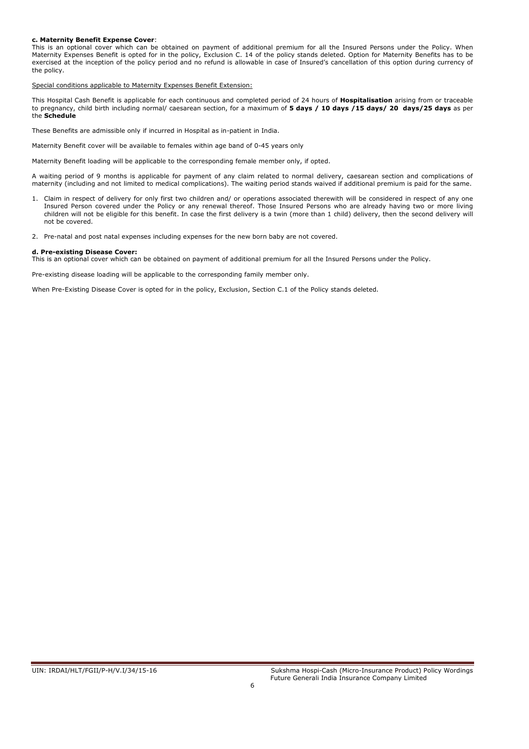**c. Maternity Benefit Expense Cover**:
This is an optional cover which can be obtained on payment of additional premium for all the Insured Persons under the Policy. When Maternity Expenses Benefit is opted for in the policy, Exclusion C. 14 of the policy stands deleted. Option for Maternity Benefits has to be exercised at the inception of the policy period and no refund is allowable in case of Insured's cancellation of this option during currency of the policy.

Special conditions applicable to Maternity Expenses Benefit Extension:

This Hospital Cash Benefit is applicable for each continuous and completed period of 24 hours of **Hospitalisation** arising from or traceable to pregnancy, child birth including normal/ caesarean section, for a maximum of **5 days / 10 days /15 days/ 20 days/25 days** as per the **Schedule**

These Benefits are admissible only if incurred in Hospital as in-patient in India.

Maternity Benefit cover will be available to females within age band of 0-45 years only

Maternity Benefit loading will be applicable to the corresponding female member only, if opted.

A waiting period of 9 months is applicable for payment of any claim related to normal delivery, caesarean section and complications of maternity (including and not limited to medical complications). The waiting period stands waived if additional premium is paid for the same.

1. Claim in respect of delivery for only first two children and/ or operations associated therewith will be considered in respect of any one Insured Person covered under the Policy or any renewal thereof. Those Insured Persons who are already having two or more living children will not be eligible for this benefit. In case the first delivery is a twin (more than 1 child) delivery, then the second delivery will not be covered.
2. Pre-natal and post natal expenses including expenses for the new born baby are not covered.

**d. Pre-existing Disease Cover:**
This is an optional cover which can be obtained on payment of additional premium for all the Insured Persons under the Policy.

Pre-existing disease loading will be applicable to the corresponding family member only.

When Pre-Existing Disease Cover is opted for in the policy, Exclusion, Section C.1 of the Policy stands deleted.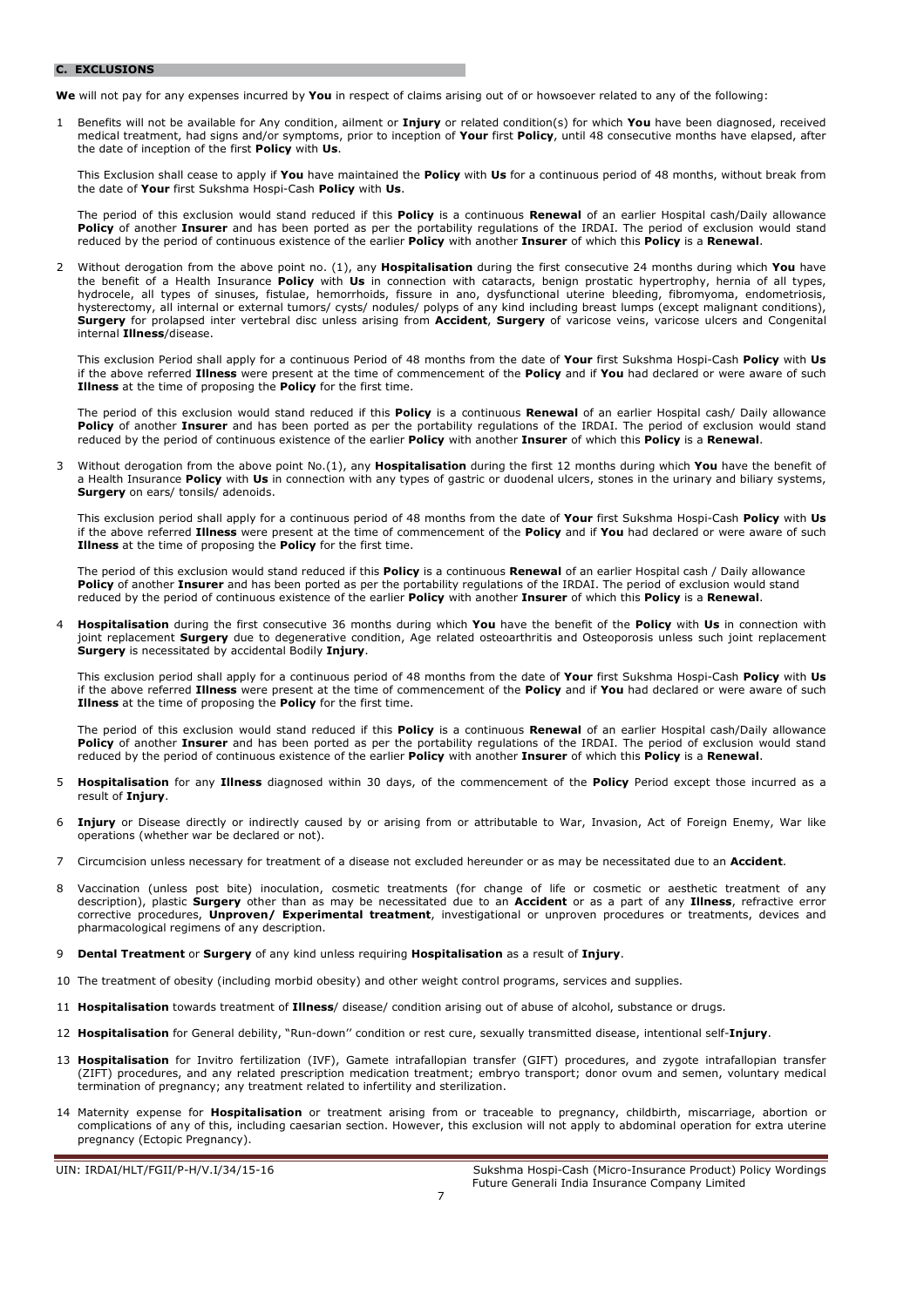## C. EXCLUSIONS

**We** will not pay for any expenses incurred by **You** in respect of claims arising out of or howsoever related to any of the following:

1. Benefits will not be available for Any condition, ailment or **Injury** or related condition(s) for which **You** have been diagnosed, received medical treatment, had signs and/or symptoms, prior to inception of **Your** first **Policy**, until 48 consecutive months have elapsed, after the date of inception of the first **Policy** with **Us**.

   This Exclusion shall cease to apply if **You** have maintained the **Policy** with **Us** for a continuous period of 48 months, without break from the date of **Your** first Sukshma Hospi-Cash **Policy** with **Us**.

   The period of this exclusion would stand reduced if this **Policy** is a continuous **Renewal** of an earlier Hospital cash/Daily allowance **Policy** of another **Insurer** and has been ported as per the portability regulations of the IRDAI. The period of exclusion would stand reduced by the period of continuous existence of the earlier **Policy** with another **Insurer** of which this **Policy** is a **Renewal**.

2. Without derogation from the above point no. (1), any **Hospitalisation** during the first consecutive 24 months during which **You** have the benefit of a Health Insurance **Policy** with **Us** in connection with cataracts, benign prostatic hypertrophy, hernia of all types, hydrocele, all types of sinuses, fistulae, hemorrhoids, fissure in ano, dysfunctional uterine bleeding, fibromyoma, endometriosis, hysterectomy, all internal or external tumors/ cysts/ nodules/ polyps of any kind including breast lumps (except malignant conditions), **Surgery** for prolapsed inter vertebral disc unless arising from **Accident**, **Surgery** of varicose veins, varicose ulcers and Congenital internal **Illness**/disease.

   This exclusion Period shall apply for a continuous Period of 48 months from the date of **Your** first Sukshma Hospi-Cash **Policy** with **Us** if the above referred **Illness** were present at the time of commencement of the **Policy** and if **You** had declared or were aware of such **Illness** at the time of proposing the **Policy** for the first time.

   The period of this exclusion would stand reduced if this **Policy** is a continuous **Renewal** of an earlier Hospital cash/ Daily allowance **Policy** of another **Insurer** and has been ported as per the portability regulations of the IRDAI. The period of exclusion would stand reduced by the period of continuous existence of the earlier **Policy** with another **Insurer** of which this **Policy** is a **Renewal**.

3. Without derogation from the above point No.(1), any **Hospitalisation** during the first 12 months during which **You** have the benefit of a Health Insurance **Policy** with **Us** in connection with any types of gastric or duodenal ulcers, stones in the urinary and biliary systems, **Surgery** on ears/ tonsils/ adenoids.

   This exclusion period shall apply for a continuous period of 48 months from the date of **Your** first Sukshma Hospi-Cash **Policy** with **Us** if the above referred **Illness** were present at the time of commencement of the **Policy** and if **You** had declared or were aware of such **Illness** at the time of proposing the **Policy** for the first time.

   The period of this exclusion would stand reduced if this **Policy** is a continuous **Renewal** of an earlier Hospital cash / Daily allowance **Policy** of another **Insurer** and has been ported as per the portability regulations of the IRDAI. The period of exclusion would stand reduced by the period of continuous existence of the earlier **Policy** with another **Insurer** of which this **Policy** is a **Renewal**.

4. **Hospitalisation** during the first consecutive 36 months during which **You** have the benefit of the **Policy** with **Us** in connection with joint replacement **Surgery** due to degenerative condition, Age related osteoarthritis and Osteoporosis unless such joint replacement **Surgery** is necessitated by accidental Bodily **Injury**.

   This exclusion period shall apply for a continuous period of 48 months from the date of **Your** first Sukshma Hospi-Cash **Policy** with **Us** if the above referred **Illness** were present at the time of commencement of the **Policy** and if **You** had declared or were aware of such **Illness** at the time of proposing the **Policy** for the first time.

   The period of this exclusion would stand reduced if this **Policy** is a continuous **Renewal** of an earlier Hospital cash/Daily allowance **Policy** of another **Insurer** and has been ported as per the portability regulations of the IRDAI. The period of exclusion would stand reduced by the period of continuous existence of the earlier **Policy** with another **Insurer** of which this **Policy** is a **Renewal**.

5. **Hospitalisation** for any **Illness** diagnosed within 30 days, of the commencement of the **Policy** Period except those incurred as a result of **Injury**.

6. **Injury** or Disease directly or indirectly caused by or arising from or attributable to War, Invasion, Act of Foreign Enemy, War like operations (whether war be declared or not).

7. Circumcision unless necessary for treatment of a disease not excluded hereunder or as may be necessitated due to an **Accident**.

8. Vaccination (unless post bite) inoculation, cosmetic treatments (for change of life or cosmetic or aesthetic treatment of any description), plastic **Surgery** other than as may be necessitated due to an **Accident** or as a part of any **Illness**, refractive error corrective procedures, **Unproven/ Experimental treatment**, investigational or unproven procedures or treatments, devices and pharmacological regimens of any description.

9. **Dental Treatment** or **Surgery** of any kind unless requiring **Hospitalisation** as a result of **Injury**.

10. The treatment of obesity (including morbid obesity) and other weight control programs, services and supplies.

11. **Hospitalisation** towards treatment of **Illness**/ disease/ condition arising out of abuse of alcohol, substance or drugs.

12. **Hospitalisation** for General debility, "Run-down'' condition or rest cure, sexually transmitted disease, intentional self-**Injury**.

13. **Hospitalisation** for Invitro fertilization (IVF), Gamete intrafallopian transfer (GIFT) procedures, and zygote intrafallopian transfer (ZIFT) procedures, and any related prescription medication treatment; embryo transport; donor ovum and semen, voluntary medical termination of pregnancy; any treatment related to infertility and sterilization.

14. Maternity expense for **Hospitalisation** or treatment arising from or traceable to pregnancy, childbirth, miscarriage, abortion or complications of any of this, including caesarian section. However, this exclusion will not apply to abdominal operation for extra uterine pregnancy (Ectopic Pregnancy).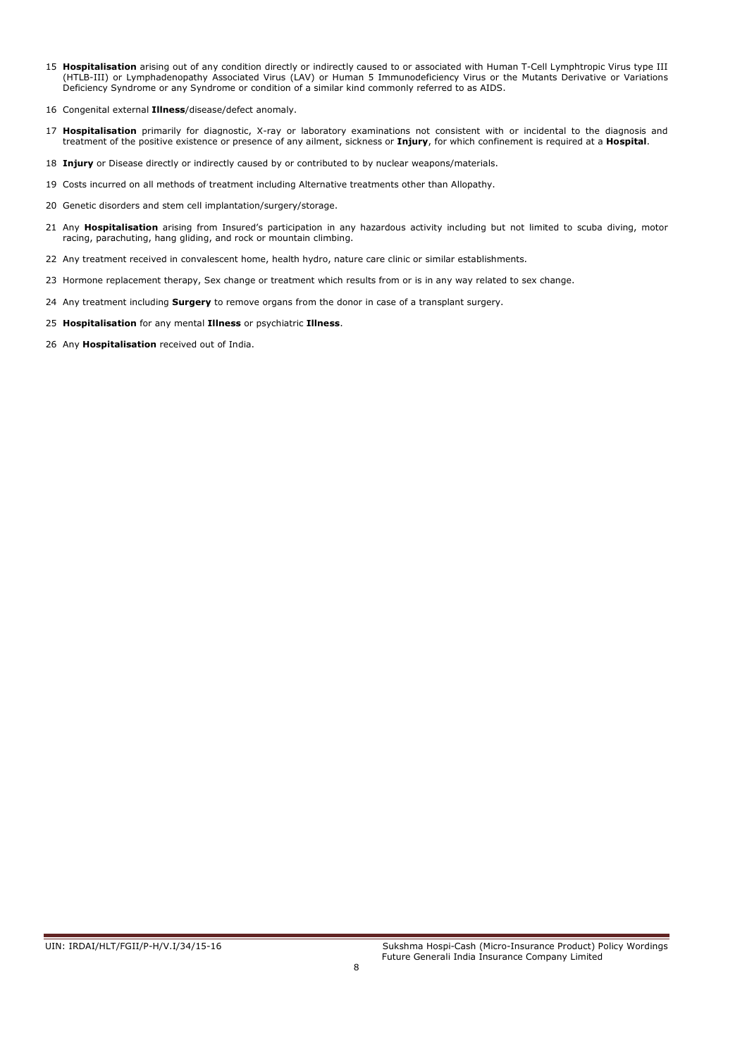15 **Hospitalisation** arising out of any condition directly or indirectly caused to or associated with Human T-Cell Lymphtropic Virus type III (HTLB-III) or Lymphadenopathy Associated Virus (LAV) or Human 5 Immunodeficiency Virus or the Mutants Derivative or Variations Deficiency Syndrome or any Syndrome or condition of a similar kind commonly referred to as AIDS.

16 Congenital external **Illness**/disease/defect anomaly.

17 **Hospitalisation** primarily for diagnostic, X-ray or laboratory examinations not consistent with or incidental to the diagnosis and treatment of the positive existence or presence of any ailment, sickness or **Injury**, for which confinement is required at a **Hospital**.

18 **Injury** or Disease directly or indirectly caused by or contributed to by nuclear weapons/materials.

19 Costs incurred on all methods of treatment including Alternative treatments other than Allopathy.

20 Genetic disorders and stem cell implantation/surgery/storage.

21 Any **Hospitalisation** arising from Insured's participation in any hazardous activity including but not limited to scuba diving, motor racing, parachuting, hang gliding, and rock or mountain climbing.

22 Any treatment received in convalescent home, health hydro, nature care clinic or similar establishments.

23 Hormone replacement therapy, Sex change or treatment which results from or is in any way related to sex change.

24 Any treatment including **Surgery** to remove organs from the donor in case of a transplant surgery.

25 **Hospitalisation** for any mental **Illness** or psychiatric **Illness**.

26 Any **Hospitalisation** received out of India.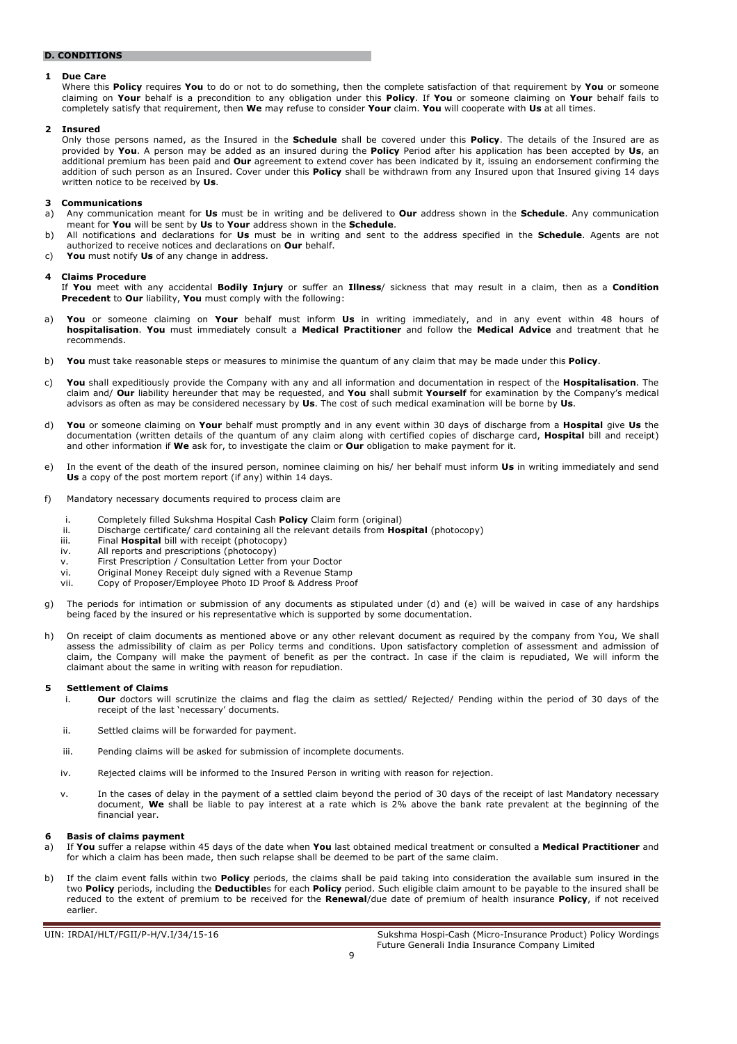## D. CONDITIONS

### 1 Due Care

Where this **Policy** requires **You** to do or not to do something, then the complete satisfaction of that requirement by **You** or someone claiming on **Your** behalf is a precondition to any obligation under this **Policy**. If **You** or someone claiming on **Your** behalf fails to completely satisfy that requirement, then **We** may refuse to consider **Your** claim. **You** will cooperate with **Us** at all times.

### 2 Insured

Only those persons named, as the Insured in the **Schedule** shall be covered under this **Policy**. The details of the Insured are as provided by **You**. A person may be added as an insured during the **Policy** Period after his application has been accepted by **Us**, an additional premium has been paid and **Our** agreement to extend cover has been indicated by it, issuing an endorsement confirming the addition of such person as an Insured. Cover under this **Policy** shall be withdrawn from any Insured upon that Insured giving 14 days written notice to be received by **Us**.

### 3 Communications

a) Any communication meant for **Us** must be in writing and be delivered to **Our** address shown in the **Schedule**. Any communication meant for **You** will be sent by **Us** to **Your** address shown in the **Schedule**.

b) All notifications and declarations for **Us** must be in writing and sent to the address specified in the **Schedule**. Agents are not authorized to receive notices and declarations on **Our** behalf.

c) **You** must notify **Us** of any change in address.

### 4 Claims Procedure

If **You** meet with any accidental **Bodily Injury** or suffer an **Illness**/ sickness that may result in a claim, then as a **Condition Precedent** to **Our** liability, **You** must comply with the following:

a) **You** or someone claiming on **Your** behalf must inform **Us** in writing immediately, and in any event within 48 hours of **hospitalisation**. **You** must immediately consult a **Medical Practitioner** and follow the **Medical Advice** and treatment that he recommends.

b) **You** must take reasonable steps or measures to minimise the quantum of any claim that may be made under this **Policy**.

c) **You** shall expeditiously provide the Company with any and all information and documentation in respect of the **Hospitalisation**. The claim and/ **Our** liability hereunder that may be requested, and **You** shall submit **Yourself** for examination by the Company's medical advisors as often as may be considered necessary by **Us**. The cost of such medical examination will be borne by **Us**.

d) **You** or someone claiming on **Your** behalf must promptly and in any event within 30 days of discharge from a **Hospital** give **Us** the documentation (written details of the quantum of any claim along with certified copies of discharge card, **Hospital** bill and receipt) and other information if **We** ask for, to investigate the claim or **Our** obligation to make payment for it.

e) In the event of the death of the insured person, nominee claiming on his/ her behalf must inform **Us** in writing immediately and send **Us** a copy of the post mortem report (if any) within 14 days.

f) Mandatory necessary documents required to process claim are

   i. Completely filled Sukshma Hospital Cash **Policy** Claim form (original)
   ii. Discharge certificate/ card containing all the relevant details from **Hospital** (photocopy)
   iii. Final **Hospital** bill with receipt (photocopy)
   iv. All reports and prescriptions (photocopy)
   v. First Prescription / Consultation Letter from your Doctor
   vi. Original Money Receipt duly signed with a Revenue Stamp
   vii. Copy of Proposer/Employee Photo ID Proof & Address Proof

g) The periods for intimation or submission of any documents as stipulated under (d) and (e) will be waived in case of any hardships being faced by the insured or his representative which is supported by some documentation.

h) On receipt of claim documents as mentioned above or any other relevant document as required by the company from You, We shall assess the admissibility of claim as per Policy terms and conditions. Upon satisfactory completion of assessment and admission of claim, the Company will make the payment of benefit as per the contract. In case if the claim is repudiated, We will inform the claimant about the same in writing with reason for repudiation.

### 5 Settlement of Claims

i. **Our** doctors will scrutinize the claims and flag the claim as settled/ Rejected/ Pending within the period of 30 days of the receipt of the last 'necessary' documents.

ii. Settled claims will be forwarded for payment.

iii. Pending claims will be asked for submission of incomplete documents.

iv. Rejected claims will be informed to the Insured Person in writing with reason for rejection.

v. In the cases of delay in the payment of a settled claim beyond the period of 30 days of the receipt of last Mandatory necessary document, **We** shall be liable to pay interest at a rate which is 2% above the bank rate prevalent at the beginning of the financial year.

### 6 Basis of claims payment

a) If **You** suffer a relapse within 45 days of the date when **You** last obtained medical treatment or consulted a **Medical Practitioner** and for which a claim has been made, then such relapse shall be deemed to be part of the same claim.

b) If the claim event falls within two **Policy** periods, the claims shall be paid taking into consideration the available sum insured in the two **Policy** periods, including the **Deductible**s for each **Policy** period. Such eligible claim amount to be payable to the insured shall be reduced to the extent of premium to be received for the **Renewal**/due date of premium of health insurance **Policy**, if not received earlier.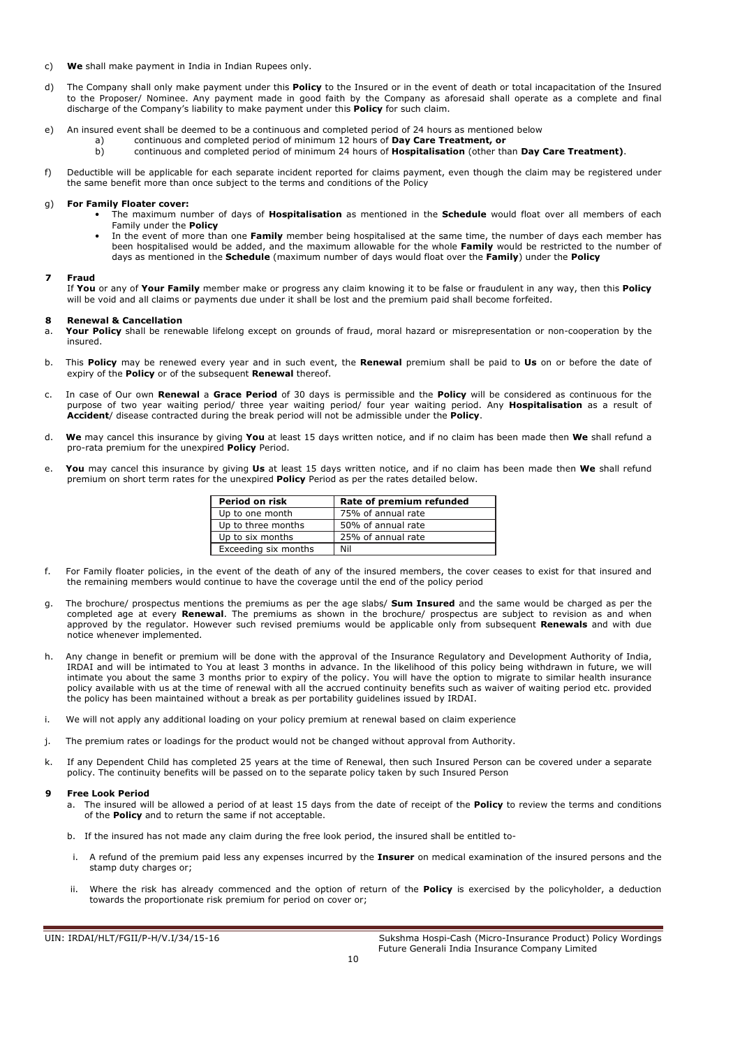c) **We** shall make payment in India in Indian Rupees only.

d) The Company shall only make payment under this **Policy** to the Insured or in the event of death or total incapacitation of the Insured to the Proposer/ Nominee. Any payment made in good faith by the Company as aforesaid shall operate as a complete and final discharge of the Company's liability to make payment under this **Policy** for such claim.

e) An insured event shall be deemed to be a continuous and completed period of 24 hours as mentioned below
   a) continuous and completed period of minimum 12 hours of **Day Care Treatment, or**
   b) continuous and completed period of minimum 24 hours of **Hospitalisation** (other than **Day Care Treatment)**.

f) Deductible will be applicable for each separate incident reported for claims payment, even though the claim may be registered under the same benefit more than once subject to the terms and conditions of the Policy

g) **For Family Floater cover:**
   - The maximum number of days of **Hospitalisation** as mentioned in the **Schedule** would float over all members of each Family under the **Policy**
   - In the event of more than one **Family** member being hospitalised at the same time, the number of days each member has been hospitalised would be added, and the maximum allowable for the whole **Family** would be restricted to the number of days as mentioned in the **Schedule** (maximum number of days would float over the **Family**) under the **Policy**

**7 Fraud**

If **You** or any of **Your Family** member make or progress any claim knowing it to be false or fraudulent in any way, then this **Policy** will be void and all claims or payments due under it shall be lost and the premium paid shall become forfeited.

**8 Renewal & Cancellation**

a. **Your Policy** shall be renewable lifelong except on grounds of fraud, moral hazard or misrepresentation or non-cooperation by the insured.

b. This **Policy** may be renewed every year and in such event, the **Renewal** premium shall be paid to **Us** on or before the date of expiry of the **Policy** or of the subsequent **Renewal** thereof.

c. In case of Our own **Renewal** a **Grace Period** of 30 days is permissible and the **Policy** will be considered as continuous for the purpose of two year waiting period/ three year waiting period/ four year waiting period. Any **Hospitalisation** as a result of **Accident**/ disease contracted during the break period will not be admissible under the **Policy**.

d. **We** may cancel this insurance by giving **You** at least 15 days written notice, and if no claim has been made then **We** shall refund a pro-rata premium for the unexpired **Policy** Period.

e. **You** may cancel this insurance by giving **Us** at least 15 days written notice, and if no claim has been made then **We** shall refund premium on short term rates for the unexpired **Policy** Period as per the rates detailed below.

| Period on risk | Rate of premium refunded |
|---|---|
| Up to one month | 75% of annual rate |
| Up to three months | 50% of annual rate |
| Up to six months | 25% of annual rate |
| Exceeding six months | Nil |

f. For Family floater policies, in the event of the death of any of the insured members, the cover ceases to exist for that insured and the remaining members would continue to have the coverage until the end of the policy period

g. The brochure/ prospectus mentions the premiums as per the age slabs/ **Sum Insured** and the same would be charged as per the completed age at every **Renewal**. The premiums as shown in the brochure/ prospectus are subject to revision as and when approved by the regulator. However such revised premiums would be applicable only from subsequent **Renewals** and with due notice whenever implemented.

h. Any change in benefit or premium will be done with the approval of the Insurance Regulatory and Development Authority of India, IRDAI and will be intimated to You at least 3 months in advance. In the likelihood of this policy being withdrawn in future, we will intimate you about the same 3 months prior to expiry of the policy. You will have the option to migrate to similar health insurance policy available with us at the time of renewal with all the accrued continuity benefits such as waiver of waiting period etc. provided the policy has been maintained without a break as per portability guidelines issued by IRDAI.

i. We will not apply any additional loading on your policy premium at renewal based on claim experience

j. The premium rates or loadings for the product would not be changed without approval from Authority.

k. If any Dependent Child has completed 25 years at the time of Renewal, then such Insured Person can be covered under a separate policy. The continuity benefits will be passed on to the separate policy taken by such Insured Person

**9 Free Look Period**

a. The insured will be allowed a period of at least 15 days from the date of receipt of the **Policy** to review the terms and conditions of the **Policy** and to return the same if not acceptable.

b. If the insured has not made any claim during the free look period, the insured shall be entitled to-

i. A refund of the premium paid less any expenses incurred by the **Insurer** on medical examination of the insured persons and the stamp duty charges or;

ii. Where the risk has already commenced and the option of return of the **Policy** is exercised by the policyholder, a deduction towards the proportionate risk premium for period on cover or;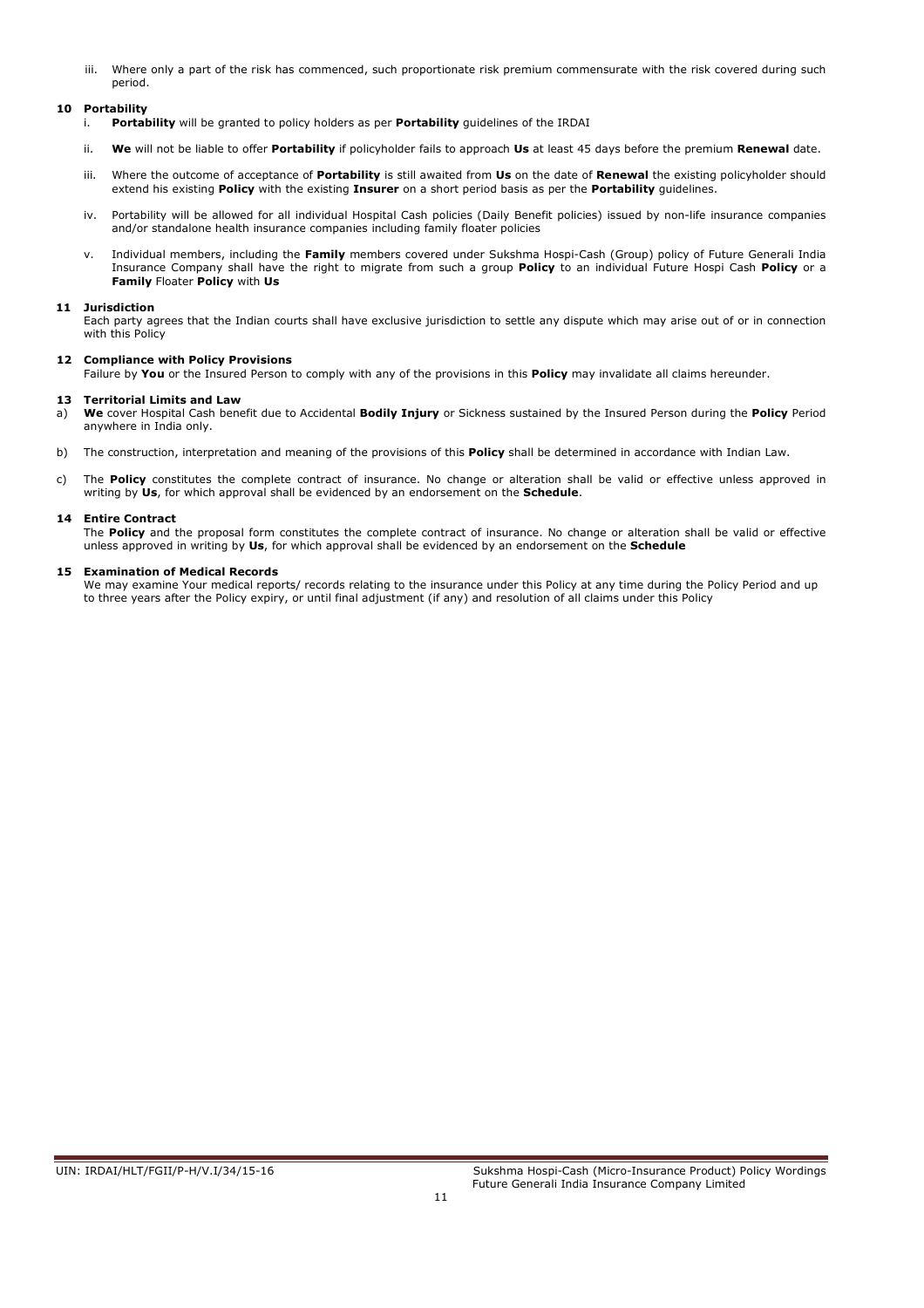iii. Where only a part of the risk has commenced, such proportionate risk premium commensurate with the risk covered during such period.

**10 Portability**

i. **Portability** will be granted to policy holders as per **Portability** guidelines of the IRDAI

ii. **We** will not be liable to offer **Portability** if policyholder fails to approach **Us** at least 45 days before the premium **Renewal** date.

iii. Where the outcome of acceptance of **Portability** is still awaited from **Us** on the date of **Renewal** the existing policyholder should extend his existing **Policy** with the existing **Insurer** on a short period basis as per the **Portability** guidelines.

iv. Portability will be allowed for all individual Hospital Cash policies (Daily Benefit policies) issued by non-life insurance companies and/or standalone health insurance companies including family floater policies

v. Individual members, including the **Family** members covered under Sukshma Hospi-Cash (Group) policy of Future Generali India Insurance Company shall have the right to migrate from such a group **Policy** to an individual Future Hospi Cash **Policy** or a **Family** Floater **Policy** with **Us**

**11 Jurisdiction**

Each party agrees that the Indian courts shall have exclusive jurisdiction to settle any dispute which may arise out of or in connection with this Policy

**12 Compliance with Policy Provisions**

Failure by **You** or the Insured Person to comply with any of the provisions in this **Policy** may invalidate all claims hereunder.

**13 Territorial Limits and Law**

a) **We** cover Hospital Cash benefit due to Accidental **Bodily Injury** or Sickness sustained by the Insured Person during the **Policy** Period anywhere in India only.

b) The construction, interpretation and meaning of the provisions of this **Policy** shall be determined in accordance with Indian Law.

c) The **Policy** constitutes the complete contract of insurance. No change or alteration shall be valid or effective unless approved in writing by **Us**, for which approval shall be evidenced by an endorsement on the **Schedule**.

**14 Entire Contract**

The **Policy** and the proposal form constitutes the complete contract of insurance. No change or alteration shall be valid or effective unless approved in writing by **Us**, for which approval shall be evidenced by an endorsement on the **Schedule**

**15 Examination of Medical Records**

We may examine Your medical reports/ records relating to the insurance under this Policy at any time during the Policy Period and up to three years after the Policy expiry, or until final adjustment (if any) and resolution of all claims under this Policy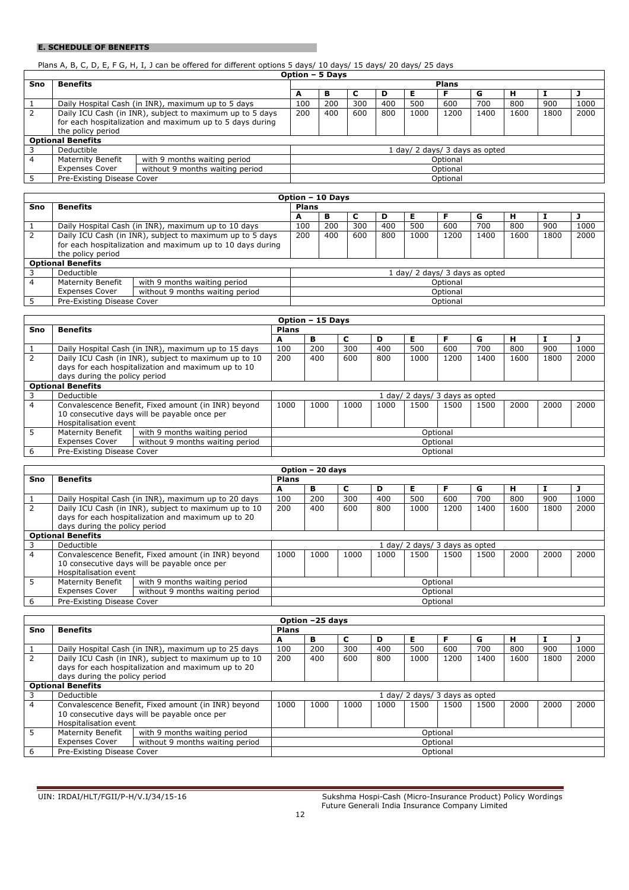## E. SCHEDULE OF BENEFITS

Plans A, B, C, D, E, F G, H, I, J can be offered for different options 5 days/ 10 days/ 15 days/ 20 days/ 25 days

| Option – 5 Days | | | | | | | | | | | | |
|---|---|---|---|---|---|---|---|---|---|---|---|---|
| **Sno** | **Benefits** | | **Plans** | | | | | | | | | |
| | | | **A** | **B** | **C** | **D** | **E** | **F** | **G** | **H** | **I** | **J** |
| 1 | Daily Hospital Cash (in INR), maximum up to 5 days | | 100 | 200 | 300 | 400 | 500 | 600 | 700 | 800 | 900 | 1000 |
| 2 | Daily ICU Cash (in INR), subject to maximum up to 5 days for each hospitalization and maximum up to 5 days during the policy period | | 200 | 400 | 600 | 800 | 1000 | 1200 | 1400 | 1600 | 1800 | 2000 |
| **Optional Benefits** | | | | | | | | | | | | |
| 3 | Deductible | | 1 day/ 2 days/ 3 days as opted | | | | | | | | | |
| 4 | Maternity Benefit Expenses Cover | with 9 months waiting period | Optional | | | | | | | | | |
| | | without 9 months waiting period | Optional | | | | | | | | | |
| 5 | Pre-Existing Disease Cover | | Optional | | | | | | | | | |

| Option – 10 Days | | | | | | | | | | | | |
|---|---|---|---|---|---|---|---|---|---|---|---|---|
| **Sno** | **Benefits** | | **Plans** | | | | | | | | | |
| | | | **A** | **B** | **C** | **D** | **E** | **F** | **G** | **H** | **I** | **J** |
| 1 | Daily Hospital Cash (in INR), maximum up to 10 days | | 100 | 200 | 300 | 400 | 500 | 600 | 700 | 800 | 900 | 1000 |
| 2 | Daily ICU Cash (in INR), subject to maximum up to 5 days for each hospitalization and maximum up to 10 days during the policy period | | 200 | 400 | 600 | 800 | 1000 | 1200 | 1400 | 1600 | 1800 | 2000 |
| **Optional Benefits** | | | | | | | | | | | | |
| 3 | Deductible | | 1 day/ 2 days/ 3 days as opted | | | | | | | | | |
| 4 | Maternity Benefit Expenses Cover | with 9 months waiting period | Optional | | | | | | | | | |
| | | without 9 months waiting period | Optional | | | | | | | | | |
| 5 | Pre-Existing Disease Cover | | Optional | | | | | | | | | |

| Option – 15 Days | | | | | | | | | | | | |
|---|---|---|---|---|---|---|---|---|---|---|---|---|
| **Sno** | **Benefits** | | **Plans** | | | | | | | | | |
| | | | **A** | **B** | **C** | **D** | **E** | **F** | **G** | **H** | **I** | **J** |
| 1 | Daily Hospital Cash (in INR), maximum up to 15 days | | 100 | 200 | 300 | 400 | 500 | 600 | 700 | 800 | 900 | 1000 |
| 2 | Daily ICU Cash (in INR), subject to maximum up to 10 days for each hospitalization and maximum up to 10 days during the policy period | | 200 | 400 | 600 | 800 | 1000 | 1200 | 1400 | 1600 | 1800 | 2000 |
| **Optional Benefits** | | | | | | | | | | | | |
| 3 | Deductible | | 1 day/ 2 days/ 3 days as opted | | | | | | | | | |
| 4 | Convalescence Benefit, Fixed amount (in INR) beyond 10 consecutive days will be payable once per Hospitalisation event | | 1000 | 1000 | 1000 | 1000 | 1500 | 1500 | 1500 | 2000 | 2000 | 2000 |
| 5 | Maternity Benefit Expenses Cover | with 9 months waiting period | Optional | | | | | | | | | |
| | | without 9 months waiting period | Optional | | | | | | | | | |
| 6 | Pre-Existing Disease Cover | | Optional | | | | | | | | | |

| Option – 20 days | | | | | | | | | | | | |
|---|---|---|---|---|---|---|---|---|---|---|---|---|
| **Sno** | **Benefits** | | **Plans** | | | | | | | | | |
| | | | **A** | **B** | **C** | **D** | **E** | **F** | **G** | **H** | **I** | **J** |
| 1 | Daily Hospital Cash (in INR), maximum up to 20 days | | 100 | 200 | 300 | 400 | 500 | 600 | 700 | 800 | 900 | 1000 |
| 2 | Daily ICU Cash (in INR), subject to maximum up to 10 days for each hospitalization and maximum up to 20 days during the policy period | | 200 | 400 | 600 | 800 | 1000 | 1200 | 1400 | 1600 | 1800 | 2000 |
| **Optional Benefits** | | | | | | | | | | | | |
| 3 | Deductible | | 1 day/ 2 days/ 3 days as opted | | | | | | | | | |
| 4 | Convalescence Benefit, Fixed amount (in INR) beyond 10 consecutive days will be payable once per Hospitalisation event | | 1000 | 1000 | 1000 | 1000 | 1500 | 1500 | 1500 | 2000 | 2000 | 2000 |
| 5 | Maternity Benefit Expenses Cover | with 9 months waiting period | Optional | | | | | | | | | |
| | | without 9 months waiting period | Optional | | | | | | | | | |
| 6 | Pre-Existing Disease Cover | | Optional | | | | | | | | | |

| Option –25 days | | | | | | | | | | | | |
|---|---|---|---|---|---|---|---|---|---|---|---|---|
| **Sno** | **Benefits** | | **Plans** | | | | | | | | | |
| | | | **A** | **B** | **C** | **D** | **E** | **F** | **G** | **H** | **I** | **J** |
| 1 | Daily Hospital Cash (in INR), maximum up to 25 days | | 100 | 200 | 300 | 400 | 500 | 600 | 700 | 800 | 900 | 1000 |
| 2 | Daily ICU Cash (in INR), subject to maximum up to 10 days for each hospitalization and maximum up to 20 days during the policy period | | 200 | 400 | 600 | 800 | 1000 | 1200 | 1400 | 1600 | 1800 | 2000 |
| **Optional Benefits** | | | | | | | | | | | | |
| 3 | Deductible | | 1 day/ 2 days/ 3 days as opted | | | | | | | | | |
| 4 | Convalescence Benefit, Fixed amount (in INR) beyond 10 consecutive days will be payable once per Hospitalisation event | | 1000 | 1000 | 1000 | 1000 | 1500 | 1500 | 1500 | 2000 | 2000 | 2000 |
| 5 | Maternity Benefit Expenses Cover | with 9 months waiting period | Optional | | | | | | | | | |
| | | without 9 months waiting period | Optional | | | | | | | | | |
| 6 | Pre-Existing Disease Cover | | Optional | | | | | | | | | |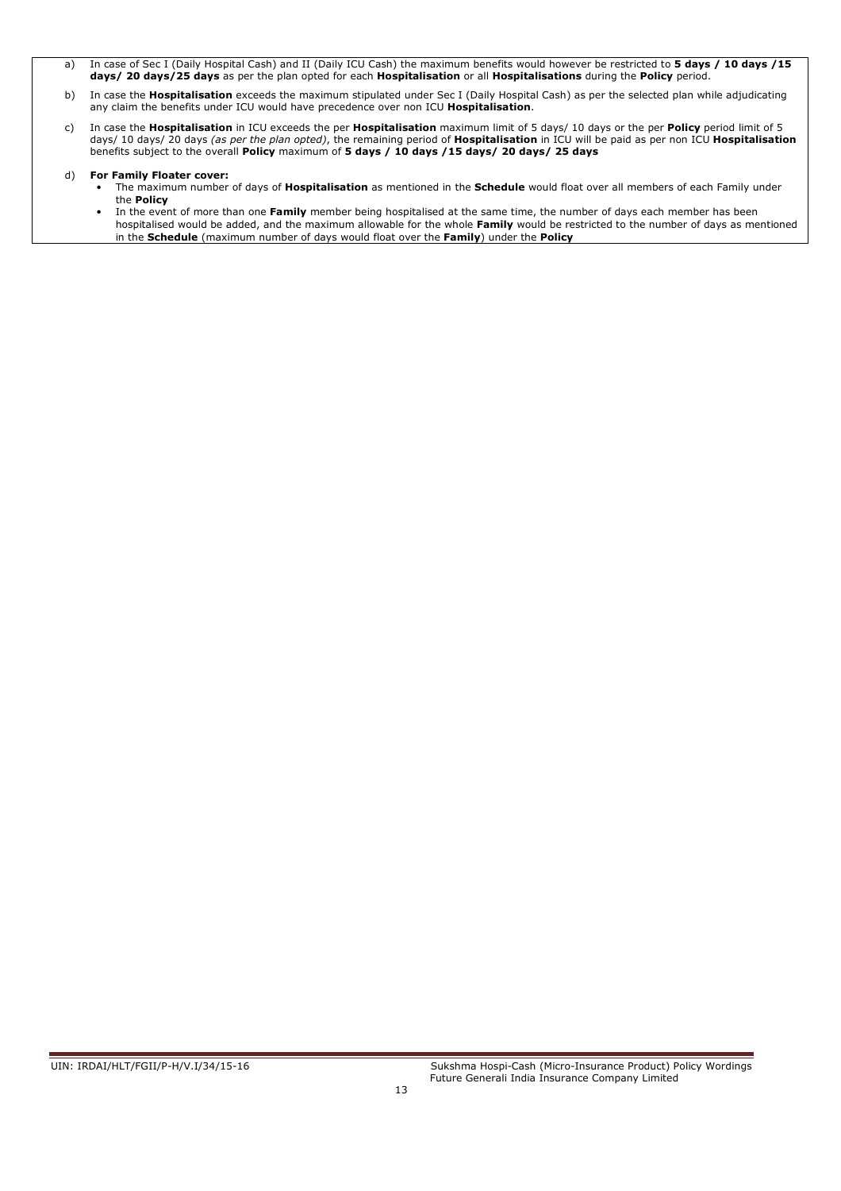a) In case of Sec I (Daily Hospital Cash) and II (Daily ICU Cash) the maximum benefits would however be restricted to **5 days / 10 days /15 days/ 20 days/25 days** as per the plan opted for each **Hospitalisation** or all **Hospitalisations** during the **Policy** period.

b) In case the **Hospitalisation** exceeds the maximum stipulated under Sec I (Daily Hospital Cash) as per the selected plan while adjudicating any claim the benefits under ICU would have precedence over non ICU **Hospitalisation**.

c) In case the **Hospitalisation** in ICU exceeds the per **Hospitalisation** maximum limit of 5 days/ 10 days or the per **Policy** period limit of 5 days/ 10 days/ 20 days *(as per the plan opted)*, the remaining period of **Hospitalisation** in ICU will be paid as per non ICU **Hospitalisation** benefits subject to the overall **Policy** maximum of **5 days / 10 days /15 days/ 20 days/ 25 days**

d) **For Family Floater cover:**
   - The maximum number of days of **Hospitalisation** as mentioned in the **Schedule** would float over all members of each Family under the **Policy**
   - In the event of more than one **Family** member being hospitalised at the same time, the number of days each member has been hospitalised would be added, and the maximum allowable for the whole **Family** would be restricted to the number of days as mentioned in the **Schedule** (maximum number of days would float over the **Family**) under the **Policy**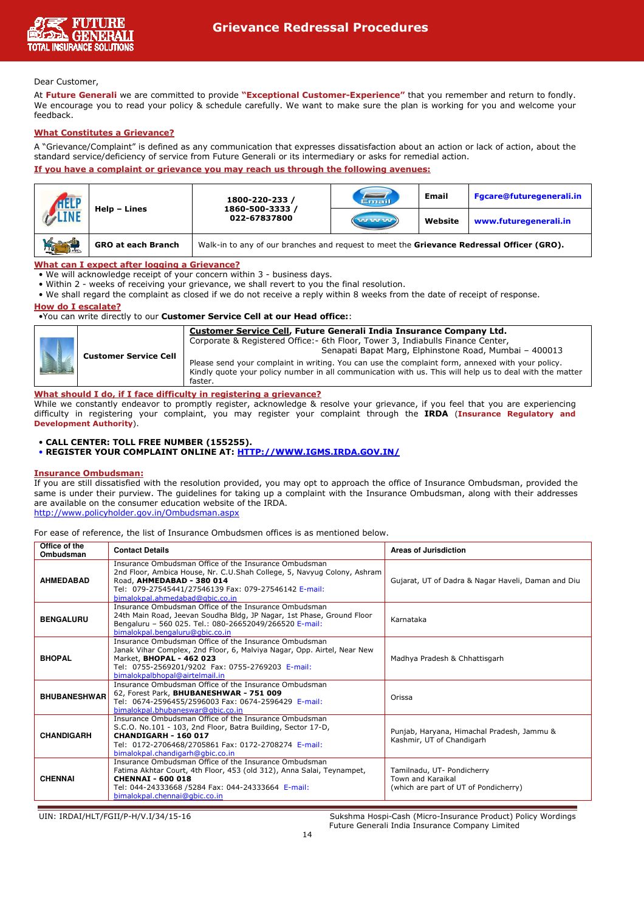# Grievance Redressal Procedures

Dear Customer,

At **Future Generali** we are committed to provide **"Exceptional Customer-Experience"** that you remember and return to fondly. We encourage you to read your policy & schedule carefully. We want to make sure the plan is working for you and welcome your feedback.

**What Constitutes a Grievance?**

A "Grievance/Complaint" is defined as any communication that expresses dissatisfaction about an action or lack of action, about the standard service/deficiency of service from Future Generali or its intermediary or asks for remedial action.

**If you have a complaint or grievance you may reach us through the following avenues:**

| | | | | | |
|---|---|---|---|---|---|
| | **Help – Lines** | **1800-220-233 / 1860-500-3333 / 022-67837800** | | **Email** | **Fgcare@futuregenerali.in** |
| | | | | **Website** | **www.futuregenerali.in** |
| | **GRO at each Branch** | Walk-in to any of our branches and request to meet the **Grievance Redressal Officer (GRO).** | | | |

**What can I expect after logging a Grievance?**

- We will acknowledge receipt of your concern within 3 - business days.
- Within 2 - weeks of receiving your grievance, we shall revert to you the final resolution.
- We shall regard the complaint as closed if we do not receive a reply within 8 weeks from the date of receipt of response.

**How do I escalate?**

- You can write directly to our **Customer Service Cell at our Head office:**:

| | | |
|---|---|---|
| | **Customer Service Cell** | **Customer Service Cell, Future Generali India Insurance Company Ltd.** Corporate & Registered Office:- 6th Floor, Tower 3, Indiabulls Finance Center, Senapati Bapat Marg, Elphinstone Road, Mumbai – 400013<br><br>Please send your complaint in writing. You can use the complaint form, annexed with your policy. Kindly quote your policy number in all communication with us. This will help us to deal with the matter faster. |

**What should I do, if I face difficulty in registering a grievance?**

While we constantly endeavor to promptly register, acknowledge & resolve your grievance, if you feel that you are experiencing difficulty in registering your complaint, you may register your complaint through the **IRDA** (**Insurance Regulatory and Development Authority**).

- **CALL CENTER: TOLL FREE NUMBER (155255).**
- **REGISTER YOUR COMPLAINT ONLINE AT: HTTP://WWW.IGMS.IRDA.GOV.IN/**

**Insurance Ombudsman:**

If you are still dissatisfied with the resolution provided, you may opt to approach the office of Insurance Ombudsman, provided the same is under their purview. The guidelines for taking up a complaint with the Insurance Ombudsman, along with their addresses are available on the consumer education website of the IRDA.
http://www.policyholder.gov.in/Ombudsman.aspx

For ease of reference, the list of Insurance Ombudsmen offices is as mentioned below.

| Office of the Ombudsman | Contact Details | Areas of Jurisdiction |
|---|---|---|
| **AHMEDABAD** | Insurance Ombudsman Office of the Insurance Ombudsman 2nd Floor, Ambica House, Nr. C.U.Shah College, 5, Navyug Colony, Ashram Road, **AHMEDABAD - 380 014** Tel: 079-27545441/27546139 Fax: 079-27546142 E-mail: bimalokpal.ahmedabad@gbic.co.in | Gujarat, UT of Dadra & Nagar Haveli, Daman and Diu |
| **BENGALURU** | Insurance Ombudsman Office of the Insurance Ombudsman 24th Main Road, Jeevan Soudha Bldg, JP Nagar, 1st Phase, Ground Floor Bengaluru – 560 025. Tel.: 080-26652049/266520 E-mail: bimalokpal.bengaluru@gbic.co.in | Karnataka |
| **BHOPAL** | Insurance Ombudsman Office of the Insurance Ombudsman Janak Vihar Complex, 2nd Floor, 6, Malviya Nagar, Opp. Airtel, Near New Market, **BHOPAL - 462 023** Tel: 0755-2569201/9202 Fax: 0755-2769203 E-mail: bimalokpalbhopal@airtelmail.in | Madhya Pradesh & Chhattisgarh |
| **BHUBANESHWAR** | Insurance Ombudsman Office of the Insurance Ombudsman 62, Forest Park, **BHUBANESHWAR - 751 009** Tel: 0674-2596455/2596003 Fax: 0674-2596429 E-mail: bimalokpal.bhubaneswar@gbic.co.in | Orissa |
| **CHANDIGARH** | Insurance Ombudsman Office of the Insurance Ombudsman S.C.O. No.101 - 103, 2nd Floor, Batra Building, Sector 17-D, **CHANDIGARH - 160 017** Tel: 0172-2706468/2705861 Fax: 0172-2708274 E-mail: bimalokpal.chandigarh@gbic.co.in | Punjab, Haryana, Himachal Pradesh, Jammu & Kashmir, UT of Chandigarh |
| **CHENNAI** | Insurance Ombudsman Office of the Insurance Ombudsman Fatima Akhtar Court, 4th Floor, 453 (old 312), Anna Salai, Teynampet, **CHENNAI - 600 018** Tel: 044-24333668 /5284 Fax: 044-24333664 E-mail: bimalokpal.chennai@gbic.co.in | Tamilnadu, UT- Pondicherry Town and Karaikal (which are part of UT of Pondicherry) |

UIN: IRDAI/HLT/FGII/P-H/V.I/34/15-16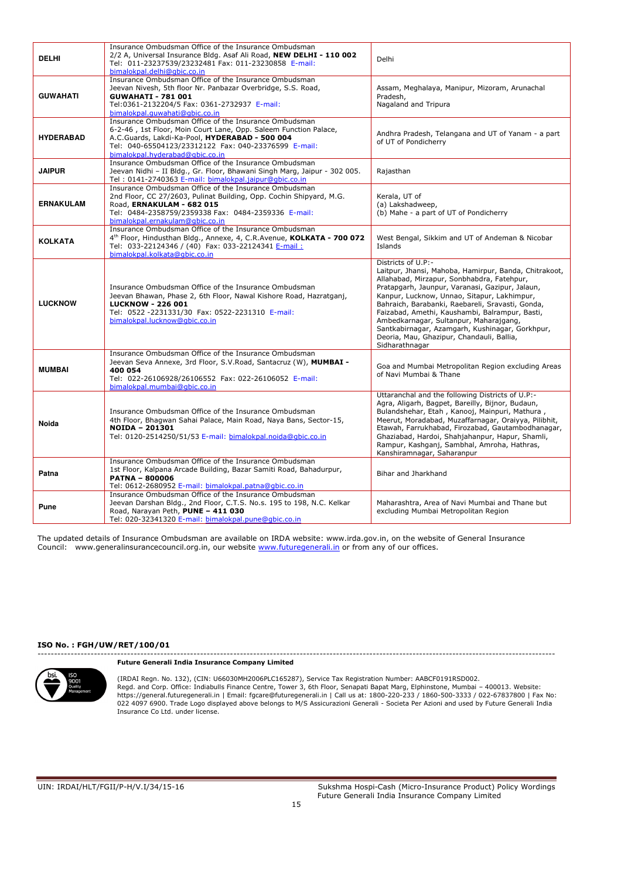| | | |
|---|---|---|
| **DELHI** | Insurance Ombudsman Office of the Insurance Ombudsman 2/2 A, Universal Insurance Bldg. Asaf Ali Road, **NEW DELHI - 110 002** Tel: 011-23237539/23232481 Fax: 011-23230858 E-mail: bimalokpal.delhi@gbic.co.in | Delhi |
| **GUWAHATI** | Insurance Ombudsman Office of the Insurance Ombudsman Jeevan Nivesh, 5th floor Nr. Panbazar Overbridge, S.S. Road, **GUWAHATI - 781 001** Tel:0361-2132204/5 Fax: 0361-2732937 E-mail: bimalokpal.guwahati@gbic.co.in | Assam, Meghalaya, Manipur, Mizoram, Arunachal Pradesh, Nagaland and Tripura |
| **HYDERABAD** | Insurance Ombudsman Office of the Insurance Ombudsman 6-2-46 , 1st Floor, Moin Court Lane, Opp. Saleem Function Palace, A.C.Guards, Lakdi-Ka-Pool, **HYDERABAD - 500 004** Tel: 040-65504123/23312122 Fax: 040-23376599 E-mail: bimalokpal.hyderabad@gbic.co.in | Andhra Pradesh, Telangana and UT of Yanam - a part of UT of Pondicherry |
| **JAIPUR** | Insurance Ombudsman Office of the Insurance Ombudsman Jeevan Nidhi – II Bldg., Gr. Floor, Bhawani Singh Marg, Jaipur - 302 005. Tel : 0141-2740363 E-mail: bimalokpal.jaipur@gbic.co.in | Rajasthan |
| **ERNAKULAM** | Insurance Ombudsman Office of the Insurance Ombudsman 2nd Floor, CC 27/2603, Pulinat Building, Opp. Cochin Shipyard, M.G. Road, **ERNAKULAM - 682 015** Tel: 0484-2358759/2359338 Fax: 0484-2359336 E-mail: bimalokpal.ernakulam@gbic.co.in | Kerala, UT of (a) Lakshadweep, (b) Mahe - a part of UT of Pondicherry |
| **KOLKATA** | Insurance Ombudsman Office of the Insurance Ombudsman 4th Floor, Hindusthan Bldg., Annexe, 4, C.R.Avenue, **KOLKATA - 700 072** Tel: 033-22124346 / (40) Fax: 033-22124341 E-mail : bimalokpal.kolkata@gbic.co.in | West Bengal, Sikkim and UT of Andeman & Nicobar Islands |
| **LUCKNOW** | Insurance Ombudsman Office of the Insurance Ombudsman Jeevan Bhawan, Phase 2, 6th Floor, Nawal Kishore Road, Hazratganj, **LUCKNOW - 226 001** Tel: 0522 -2231331/30 Fax: 0522-2231310 E-mail: bimalokpal.lucknow@gbic.co.in | Districts of U.P:- Laitpur, Jhansi, Mahoba, Hamirpur, Banda, Chitrakoot, Allahabad, Mirzapur, Sonbhabdra, Fatehpur, Pratapgarh, Jaunpur, Varanasi, Gazipur, Jalaun, Kanpur, Lucknow, Unnao, Sitapur, Lakhimpur, Bahraich, Barabanki, Raebareli, Sravasti, Gonda, Faizabad, Amethi, Kaushambi, Balrampur, Basti, Ambedkarnagar, Sultanpur, Maharajgang, Santkabirnagar, Azamgarh, Kushinagar, Gorkhpur, Deoria, Mau, Ghazipur, Chandauli, Ballia, Sidharathnagar |
| **MUMBAI** | Insurance Ombudsman Office of the Insurance Ombudsman Jeevan Seva Annexe, 3rd Floor, S.V.Road, Santacruz (W), **MUMBAI - 400 054** Tel: 022-26106928/26106552 Fax: 022-26106052 E-mail: bimalokpal.mumbai@gbic.co.in | Goa and Mumbai Metropolitan Region excluding Areas of Navi Mumbai & Thane |
| **Noida** | Insurance Ombudsman Office of the Insurance Ombudsman 4th Floor, Bhagwan Sahai Palace, Main Road, Naya Bans, Sector-15, **NOIDA – 201301** Tel: 0120-2514250/51/53 E-mail: bimalokpal.noida@gbic.co.in | Uttaranchal and the following Districts of U.P:- Agra, Aligarh, Bagpet, Bareilly, Bijnor, Budaun, Bulandshehar, Etah , Kanooj, Mainpuri, Mathura , Meerut, Moradabad, Muzaffarnagar, Oraiyya, Pilibhit, Etawah, Farrukhabad, Firozabad, Gautambodhanagar, Ghaziabad, Hardoi, Shahjahanpur, Hapur, Shamli, Rampur, Kashganj, Sambhal, Amroha, Hathras, Kanshiramnagar, Saharanpur |
| **Patna** | Insurance Ombudsman Office of the Insurance Ombudsman 1st Floor, Kalpana Arcade Building, Bazar Samiti Road, Bahadurpur, **PATNA – 800006** Tel: 0612-2680952 E-mail: bimalokpal.patna@gbic.co.in | Bihar and Jharkhand |
| **Pune** | Insurance Ombudsman Office of the Insurance Ombudsman Jeevan Darshan Bldg., 2nd Floor, C.T.S. No.s. 195 to 198, N.C. Kelkar Road, Narayan Peth, **PUNE – 411 030** Tel: 020-32341320 E-mail: bimalokpal.pune@gbic.co.in | Maharashtra, Area of Navi Mumbai and Thane but excluding Mumbai Metropolitan Region |

The updated details of Insurance Ombudsman are available on IRDA website: www.irda.gov.in, on the website of General Insurance Council: www.generalinsurancecouncil.org.in, our website www.futuregenerali.in or from any of our offices.

**ISO No. : FGH/UW/RET/100/01**

**Future Generali India Insurance Company Limited**

(IRDAI Regn. No. 132), (CIN: U66030MH2006PLC165287), Service Tax Registration Number: AABCF0191RSD002.
Regd. and Corp. Office: Indiabulls Finance Centre, Tower 3, 6th Floor, Senapati Bapat Marg, Elphinstone, Mumbai – 400013. Website: https://general.futuregenerali.in | Email: fgcare@futuregenerali.in | Call us at: 1800-220-233 / 1860-500-3333 / 022-67837800 | Fax No: 022 4097 6900. Trade Logo displayed above belongs to M/S Assicurazioni Generali - Societa Per Azioni and used by Future Generali India Insurance Co Ltd. under license.

UIN: IRDAI/HLT/FGII/P-H/V.I/34/15-16

Sukshma Hospi-Cash (Micro-Insurance Product) Policy Wordings
Future Generali India Insurance Company Limited